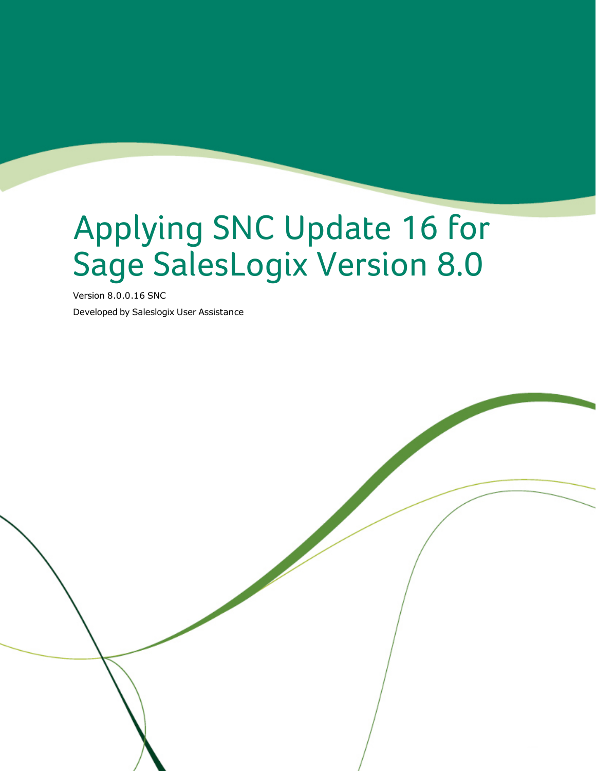# Applying SNC Update 16 for Sage SalesLogix Version 8.0

Version 8.0.0.16 SNC

Developed by Saleslogix User Assistance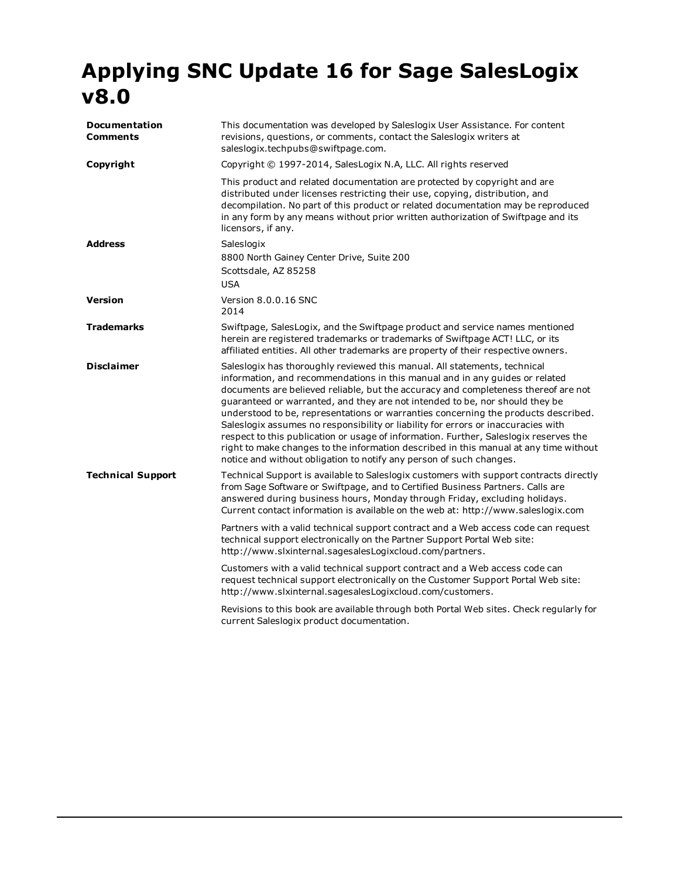# Applying SNC Update 16 for Sage SalesLogix v8.0

| | |
|---|---|
| **Documentation Comments** | This documentation was developed by Saleslogix User Assistance. For content revisions, questions, or comments, contact the Saleslogix writers at saleslogix.techpubs@swiftpage.com. |
| **Copyright** | Copyright © 1997-2014, SalesLogix N.A, LLC. All rights reserved<br><br>This product and related documentation are protected by copyright and are distributed under licenses restricting their use, copying, distribution, and decompilation. No part of this product or related documentation may be reproduced in any form by any means without prior written authorization of Swiftpage and its licensors, if any. |
| **Address** | Saleslogix<br>8800 North Gainey Center Drive, Suite 200<br>Scottsdale, AZ 85258<br>USA |
| **Version** | Version 8.0.0.16 SNC<br>2014 |
| **Trademarks** | Swiftpage, SalesLogix, and the Swiftpage product and service names mentioned herein are registered trademarks or trademarks of Swiftpage ACT! LLC, or its affiliated entities. All other trademarks are property of their respective owners. |
| **Disclaimer** | Saleslogix has thoroughly reviewed this manual. All statements, technical information, and recommendations in this manual and in any guides or related documents are believed reliable, but the accuracy and completeness thereof are not guaranteed or warranted, and they are not intended to be, nor should they be understood to be, representations or warranties concerning the products described. Saleslogix assumes no responsibility or liability for errors or inaccuracies with respect to this publication or usage of information. Further, Saleslogix reserves the right to make changes to the information described in this manual at any time without notice and without obligation to notify any person of such changes. |
| **Technical Support** | Technical Support is available to Saleslogix customers with support contracts directly from Sage Software or Swiftpage, and to Certified Business Partners. Calls are answered during business hours, Monday through Friday, excluding holidays. Current contact information is available on the web at: http://www.saleslogix.com<br><br>Partners with a valid technical support contract and a Web access code can request technical support electronically on the Partner Support Portal Web site: http://www.slxinternal.sagesalesLogixcloud.com/partners.<br><br>Customers with a valid technical support contract and a Web access code can request technical support electronically on the Customer Support Portal Web site: http://www.slxinternal.sagesalesLogixcloud.com/customers.<br><br>Revisions to this book are available through both Portal Web sites. Check regularly for current Saleslogix product documentation. |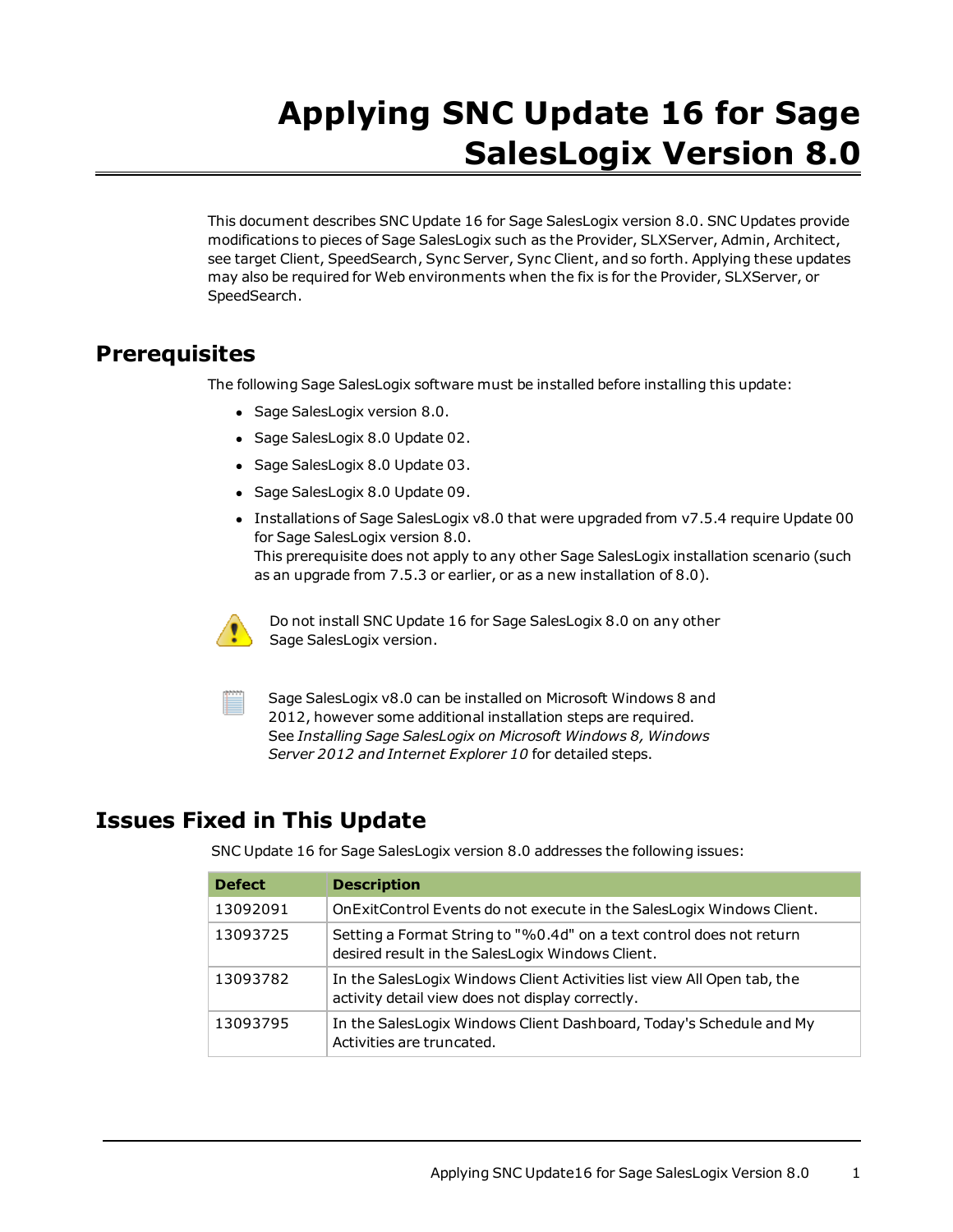# Applying SNC Update 16 for Sage SalesLogix Version 8.0

This document describes SNC Update 16 for Sage SalesLogix version 8.0. SNC Updates provide modifications to pieces of Sage SalesLogix such as the Provider, SLXServer, Admin, Architect, see target Client, SpeedSearch, Sync Server, Sync Client, and so forth. Applying these updates may also be required for Web environments when the fix is for the Provider, SLXServer, or SpeedSearch.

## Prerequisites

The following Sage SalesLogix software must be installed before installing this update:

- Sage SalesLogix version 8.0.
- Sage SalesLogix 8.0 Update 02.
- Sage SalesLogix 8.0 Update 03.
- Sage SalesLogix 8.0 Update 09.
- Installations of Sage SalesLogix v8.0 that were upgraded from v7.5.4 require Update 00 for Sage SalesLogix version 8.0.
  This prerequisite does not apply to any other Sage SalesLogix installation scenario (such as an upgrade from 7.5.3 or earlier, or as a new installation of 8.0).

Do not install SNC Update 16 for Sage SalesLogix 8.0 on any other Sage SalesLogix version.

Sage SalesLogix v8.0 can be installed on Microsoft Windows 8 and 2012, however some additional installation steps are required. See *Installing Sage SalesLogix on Microsoft Windows 8, Windows Server 2012 and Internet Explorer 10* for detailed steps.

## Issues Fixed in This Update

SNC Update 16 for Sage SalesLogix version 8.0 addresses the following issues:

| Defect | Description |
|---|---|
| 13092091 | OnExitControl Events do not execute in the SalesLogix Windows Client. |
| 13093725 | Setting a Format String to "%0.4d" on a text control does not return desired result in the SalesLogix Windows Client. |
| 13093782 | In the SalesLogix Windows Client Activities list view All Open tab, the activity detail view does not display correctly. |
| 13093795 | In the SalesLogix Windows Client Dashboard, Today's Schedule and My Activities are truncated. |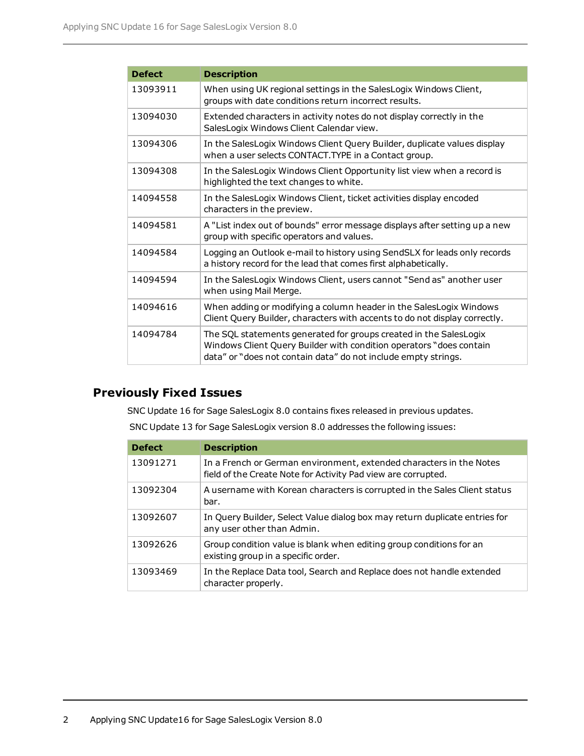| Defect | Description |
| --- | --- |
| 13093911 | When using UK regional settings in the SalesLogix Windows Client, groups with date conditions return incorrect results. |
| 13094030 | Extended characters in activity notes do not display correctly in the SalesLogix Windows Client Calendar view. |
| 13094306 | In the SalesLogix Windows Client Query Builder, duplicate values display when a user selects CONTACT.TYPE in a Contact group. |
| 13094308 | In the SalesLogix Windows Client Opportunity list view when a record is highlighted the text changes to white. |
| 14094558 | In the SalesLogix Windows Client, ticket activities display encoded characters in the preview. |
| 14094581 | A "List index out of bounds" error message displays after setting up a new group with specific operators and values. |
| 14094584 | Logging an Outlook e-mail to history using SendSLX for leads only records a history record for the lead that comes first alphabetically. |
| 14094594 | In the SalesLogix Windows Client, users cannot "Send as" another user when using Mail Merge. |
| 14094616 | When adding or modifying a column header in the SalesLogix Windows Client Query Builder, characters with accents to do not display correctly. |
| 14094784 | The SQL statements generated for groups created in the SalesLogix Windows Client Query Builder with condition operators "does contain data" or "does not contain data" do not include empty strings. |

## Previously Fixed Issues

SNC Update 16 for Sage SalesLogix 8.0 contains fixes released in previous updates.

SNC Update 13 for Sage SalesLogix version 8.0 addresses the following issues:

| Defect | Description |
| --- | --- |
| 13091271 | In a French or German environment, extended characters in the Notes field of the Create Note for Activity Pad view are corrupted. |
| 13092304 | A username with Korean characters is corrupted in the Sales Client status bar. |
| 13092607 | In Query Builder, Select Value dialog box may return duplicate entries for any user other than Admin. |
| 13092626 | Group condition value is blank when editing group conditions for an existing group in a specific order. |
| 13093469 | In the Replace Data tool, Search and Replace does not handle extended character properly. |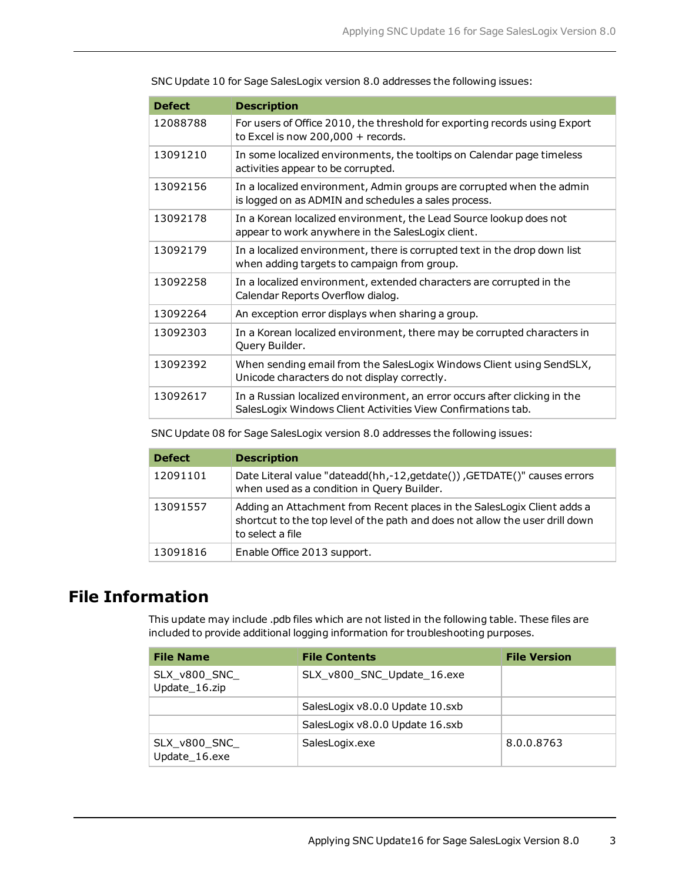SNC Update 10 for Sage SalesLogix version 8.0 addresses the following issues:

| Defect | Description |
| --- | --- |
| 12088788 | For users of Office 2010, the threshold for exporting records using Export to Excel is now 200,000 + records. |
| 13091210 | In some localized environments, the tooltips on Calendar page timeless activities appear to be corrupted. |
| 13092156 | In a localized environment, Admin groups are corrupted when the admin is logged on as ADMIN and schedules a sales process. |
| 13092178 | In a Korean localized environment, the Lead Source lookup does not appear to work anywhere in the SalesLogix client. |
| 13092179 | In a localized environment, there is corrupted text in the drop down list when adding targets to campaign from group. |
| 13092258 | In a localized environment, extended characters are corrupted in the Calendar Reports Overflow dialog. |
| 13092264 | An exception error displays when sharing a group. |
| 13092303 | In a Korean localized environment, there may be corrupted characters in Query Builder. |
| 13092392 | When sending email from the SalesLogix Windows Client using SendSLX, Unicode characters do not display correctly. |
| 13092617 | In a Russian localized environment, an error occurs after clicking in the SalesLogix Windows Client Activities View Confirmations tab. |

SNC Update 08 for Sage SalesLogix version 8.0 addresses the following issues:

| Defect | Description |
| --- | --- |
| 12091101 | Date Literal value "dateadd(hh,-12,getdate()) ,GETDATE()" causes errors when used as a condition in Query Builder. |
| 13091557 | Adding an Attachment from Recent places in the SalesLogix Client adds a shortcut to the top level of the path and does not allow the user drill down to select a file |
| 13091816 | Enable Office 2013 support. |

## File Information

This update may include .pdb files which are not listed in the following table. These files are included to provide additional logging information for troubleshooting purposes.

| File Name | File Contents | File Version |
| --- | --- | --- |
| SLX_v800_SNC_Update_16.zip | SLX_v800_SNC_Update_16.exe | |
| | SalesLogix v8.0.0 Update 10.sxb | |
| | SalesLogix v8.0.0 Update 16.sxb | |
| SLX_v800_SNC_Update_16.exe | SalesLogix.exe | 8.0.0.8763 |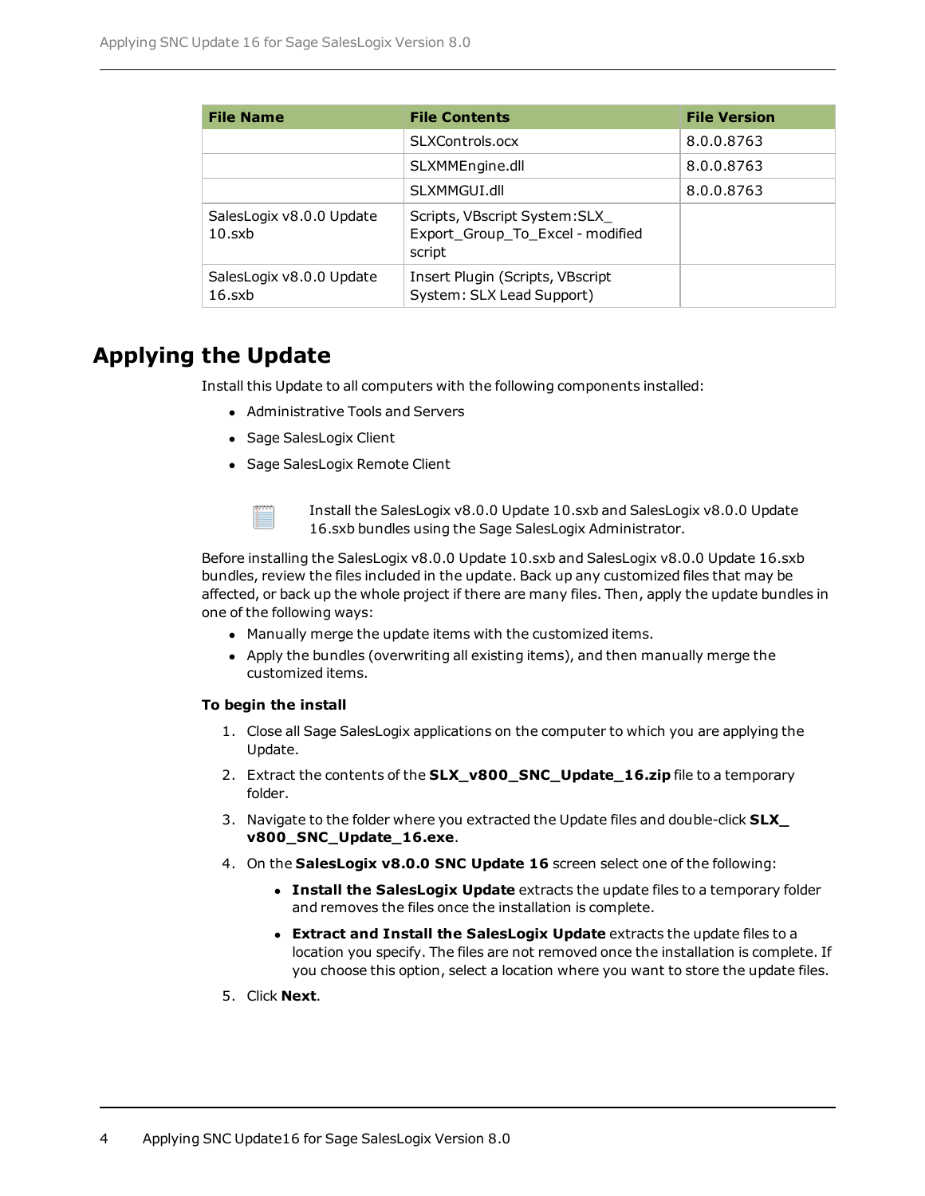| File Name | File Contents | File Version |
| --- | --- | --- |
| | SLXControls.ocx | 8.0.0.8763 |
| | SLXMMEngine.dll | 8.0.0.8763 |
| | SLXMMGUI.dll | 8.0.0.8763 |
| SalesLogix v8.0.0 Update 10.sxb | Scripts, VBscript System:SLX_Export_Group_To_Excel - modified script | |
| SalesLogix v8.0.0 Update 16.sxb | Insert Plugin (Scripts, VBscript System: SLX Lead Support) | |

## Applying the Update

Install this Update to all computers with the following components installed:

- Administrative Tools and Servers
- Sage SalesLogix Client
- Sage SalesLogix Remote Client

Install the SalesLogix v8.0.0 Update 10.sxb and SalesLogix v8.0.0 Update 16.sxb bundles using the Sage SalesLogix Administrator.

Before installing the SalesLogix v8.0.0 Update 10.sxb and SalesLogix v8.0.0 Update 16.sxb bundles, review the files included in the update. Back up any customized files that may be affected, or back up the whole project if there are many files. Then, apply the update bundles in one of the following ways:

- Manually merge the update items with the customized items.
- Apply the bundles (overwriting all existing items), and then manually merge the customized items.

**To begin the install**

1. Close all Sage SalesLogix applications on the computer to which you are applying the Update.
2. Extract the contents of the **SLX_v800_SNC_Update_16.zip** file to a temporary folder.
3. Navigate to the folder where you extracted the Update files and double-click **SLX_v800_SNC_Update_16.exe**.
4. On the **SalesLogix v8.0.0 SNC Update 16** screen select one of the following:
   - **Install the SalesLogix Update** extracts the update files to a temporary folder and removes the files once the installation is complete.
   - **Extract and Install the SalesLogix Update** extracts the update files to a location you specify. The files are not removed once the installation is complete. If you choose this option, select a location where you want to store the update files.
5. Click **Next**.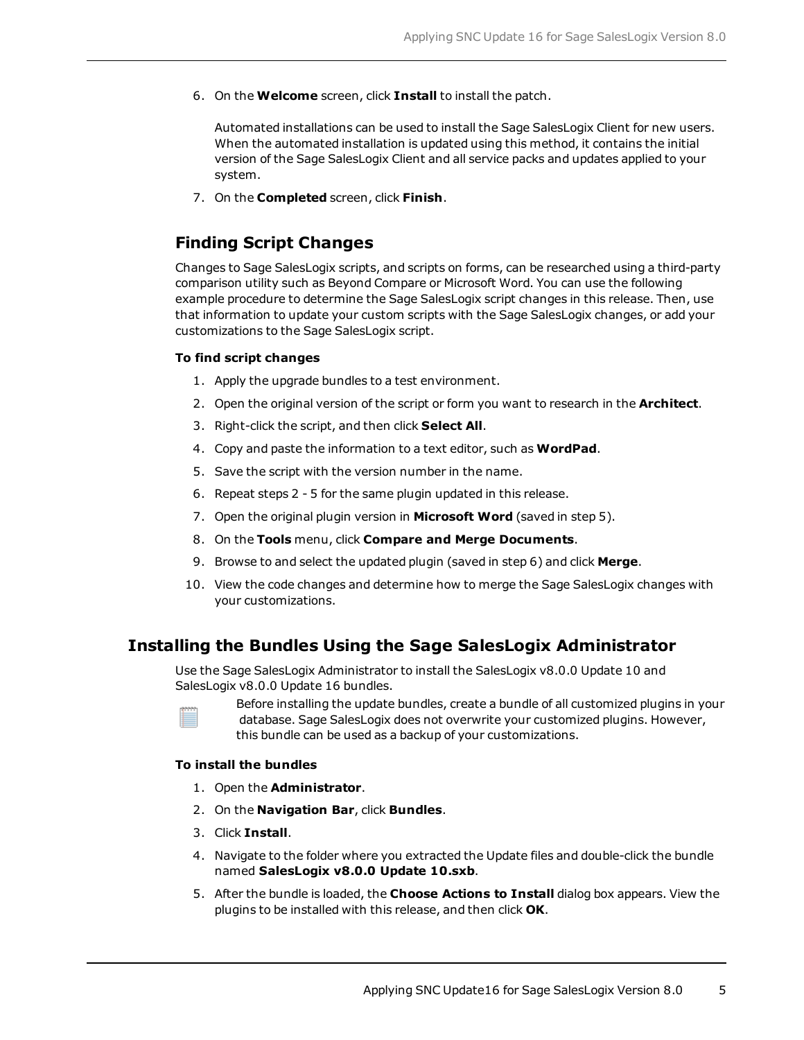6. On the **Welcome** screen, click **Install** to install the patch.

   Automated installations can be used to install the Sage SalesLogix Client for new users. When the automated installation is updated using this method, it contains the initial version of the Sage SalesLogix Client and all service packs and updates applied to your system.

7. On the **Completed** screen, click **Finish**.

## Finding Script Changes

Changes to Sage SalesLogix scripts, and scripts on forms, can be researched using a third-party comparison utility such as Beyond Compare or Microsoft Word. You can use the following example procedure to determine the Sage SalesLogix script changes in this release. Then, use that information to update your custom scripts with the Sage SalesLogix changes, or add your customizations to the Sage SalesLogix script.

**To find script changes**

1. Apply the upgrade bundles to a test environment.
2. Open the original version of the script or form you want to research in the **Architect**.
3. Right-click the script, and then click **Select All**.
4. Copy and paste the information to a text editor, such as **WordPad**.
5. Save the script with the version number in the name.
6. Repeat steps 2 - 5 for the same plugin updated in this release.
7. Open the original plugin version in **Microsoft Word** (saved in step 5).
8. On the **Tools** menu, click **Compare and Merge Documents**.
9. Browse to and select the updated plugin (saved in step 6) and click **Merge**.
10. View the code changes and determine how to merge the Sage SalesLogix changes with your customizations.

# Installing the Bundles Using the Sage SalesLogix Administrator

Use the Sage SalesLogix Administrator to install the SalesLogix v8.0.0 Update 10 and SalesLogix v8.0.0 Update 16 bundles.

Before installing the update bundles, create a bundle of all customized plugins in your database. Sage SalesLogix does not overwrite your customized plugins. However, this bundle can be used as a backup of your customizations.

**To install the bundles**

1. Open the **Administrator**.
2. On the **Navigation Bar**, click **Bundles**.
3. Click **Install**.
4. Navigate to the folder where you extracted the Update files and double-click the bundle named **SalesLogix v8.0.0 Update 10.sxb**.
5. After the bundle is loaded, the **Choose Actions to Install** dialog box appears. View the plugins to be installed with this release, and then click **OK**.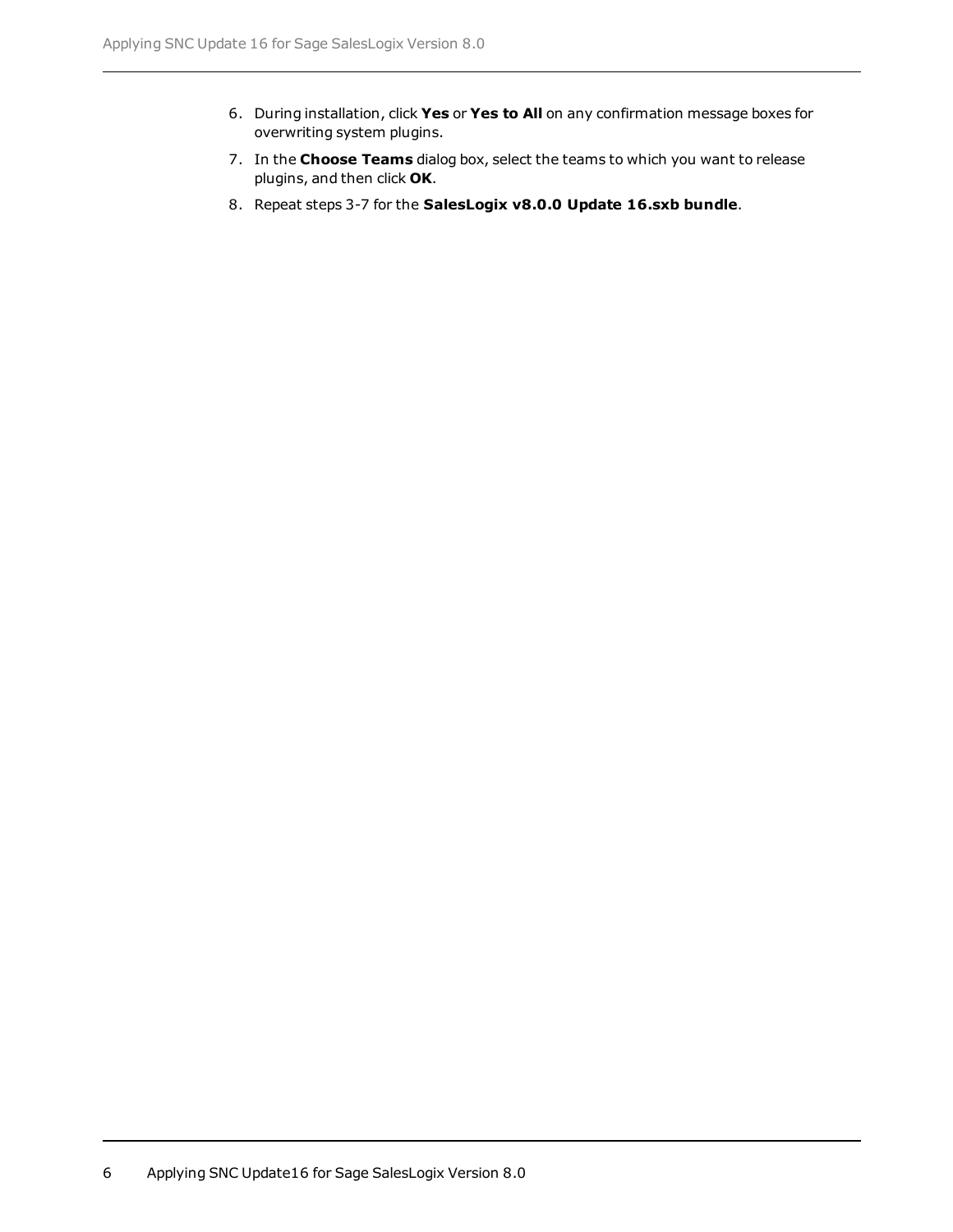6. During installation, click **Yes** or **Yes to All** on any confirmation message boxes for overwriting system plugins.
7. In the **Choose Teams** dialog box, select the teams to which you want to release plugins, and then click **OK**.
8. Repeat steps 3-7 for the **SalesLogix v8.0.0 Update 16.sxb bundle**.